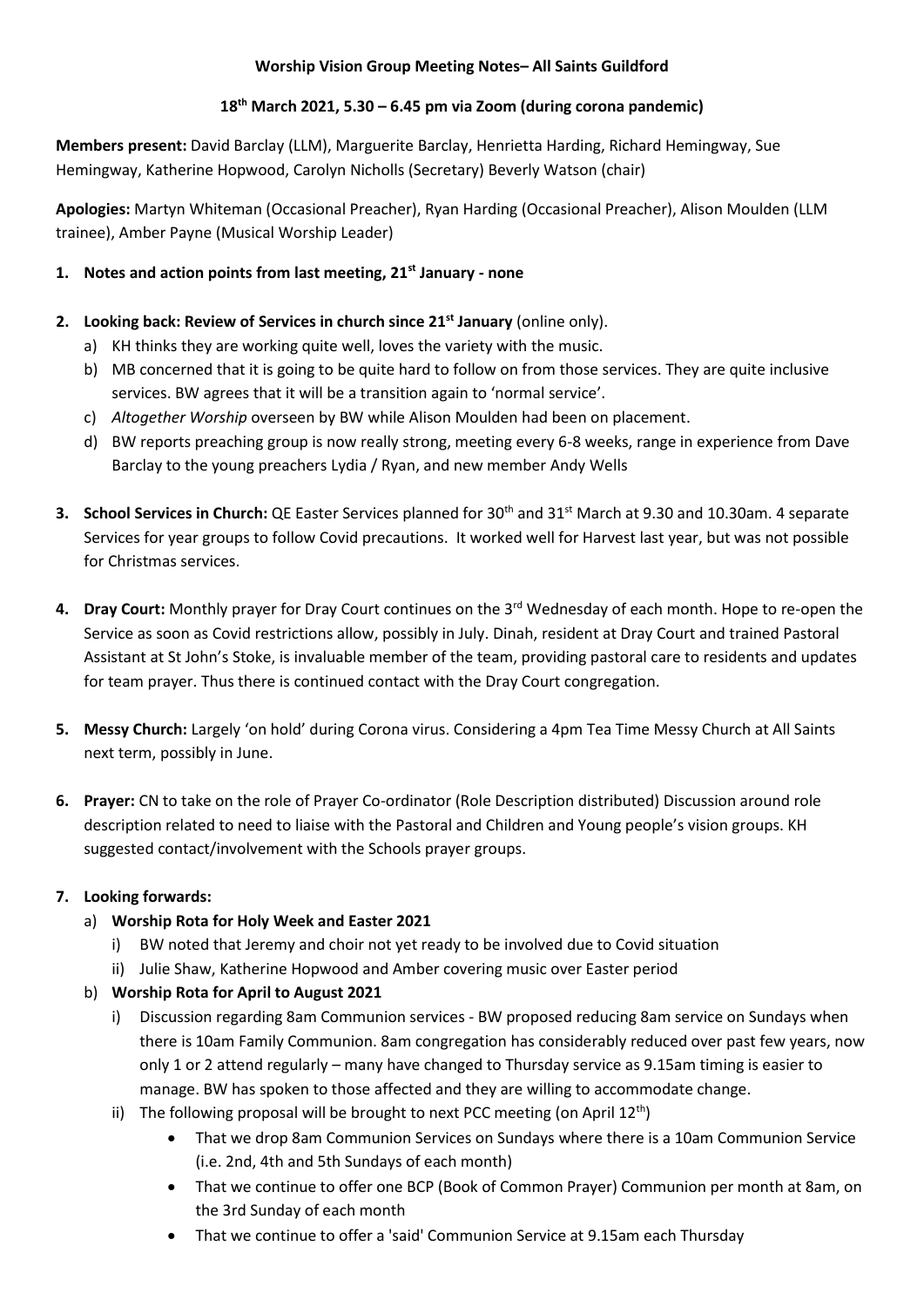**Worship Vision Group Meeting Notes– All Saints Guildford**

**18th March 2021, 5.30 – 6.45 pm via Zoom (during corona pandemic)**

**Members present:** David Barclay (LLM), Marguerite Barclay, Henrietta Harding, Richard Hemingway, Sue Hemingway, Katherine Hopwood, Carolyn Nicholls (Secretary) Beverly Watson (chair)

**Apologies:** Martyn Whiteman (Occasional Preacher), Ryan Harding (Occasional Preacher), Alison Moulden (LLM trainee), Amber Payne (Musical Worship Leader)

1. **Notes and action points from last meeting, 21st January - none**

2. **Looking back: Review of Services in church since 21st January** (online only).
   a) KH thinks they are working quite well, loves the variety with the music.
   b) MB concerned that it is going to be quite hard to follow on from those services. They are quite inclusive services. BW agrees that it will be a transition again to 'normal service'.
   c) *Altogether Worship* overseen by BW while Alison Moulden had been on placement.
   d) BW reports preaching group is now really strong, meeting every 6-8 weeks, range in experience from Dave Barclay to the young preachers Lydia / Ryan, and new member Andy Wells

3. **School Services in Church:** QE Easter Services planned for 30th and 31st March at 9.30 and 10.30am. 4 separate Services for year groups to follow Covid precautions. It worked well for Harvest last year, but was not possible for Christmas services.

4. **Dray Court:** Monthly prayer for Dray Court continues on the 3rd Wednesday of each month. Hope to re-open the Service as soon as Covid restrictions allow, possibly in July. Dinah, resident at Dray Court and trained Pastoral Assistant at St John's Stoke, is invaluable member of the team, providing pastoral care to residents and updates for team prayer. Thus there is continued contact with the Dray Court congregation.

5. **Messy Church:** Largely 'on hold' during Corona virus. Considering a 4pm Tea Time Messy Church at All Saints next term, possibly in June.

6. **Prayer:** CN to take on the role of Prayer Co-ordinator (Role Description distributed) Discussion around role description related to need to liaise with the Pastoral and Children and Young people's vision groups. KH suggested contact/involvement with the Schools prayer groups.

7. **Looking forwards:**
   a) **Worship Rota for Holy Week and Easter 2021**
      i) BW noted that Jeremy and choir not yet ready to be involved due to Covid situation
      ii) Julie Shaw, Katherine Hopwood and Amber covering music over Easter period
   b) **Worship Rota for April to August 2021**
      i) Discussion regarding 8am Communion services - BW proposed reducing 8am service on Sundays when there is 10am Family Communion. 8am congregation has considerably reduced over past few years, now only 1 or 2 attend regularly – many have changed to Thursday service as 9.15am timing is easier to manage. BW has spoken to those affected and they are willing to accommodate change.
      ii) The following proposal will be brought to next PCC meeting (on April 12th)
         - That we drop 8am Communion Services on Sundays where there is a 10am Communion Service (i.e. 2nd, 4th and 5th Sundays of each month)
         - That we continue to offer one BCP (Book of Common Prayer) Communion per month at 8am, on the 3rd Sunday of each month
         - That we continue to offer a 'said' Communion Service at 9.15am each Thursday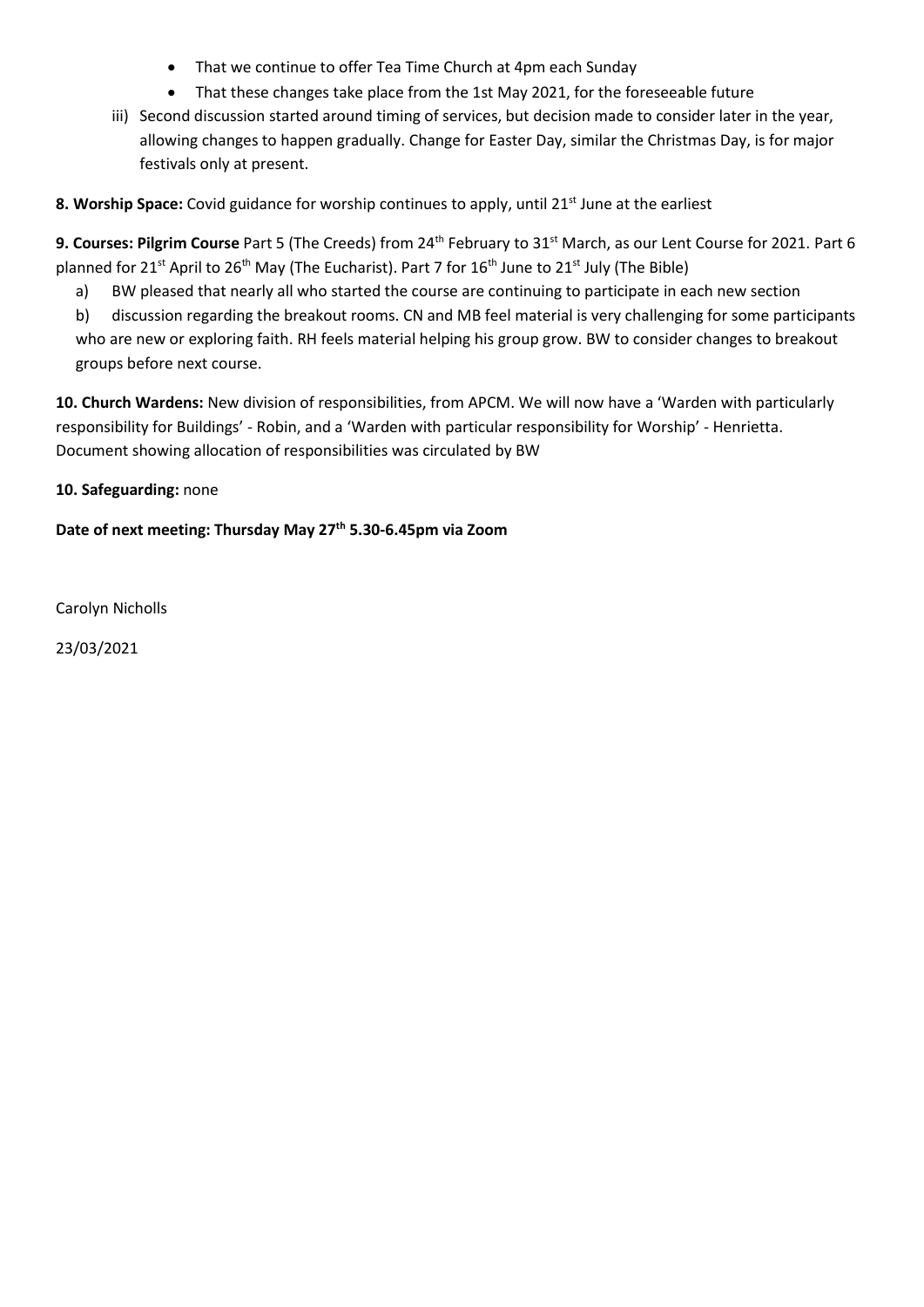- That we continue to offer Tea Time Church at 4pm each Sunday
- That these changes take place from the 1st May 2021, for the foreseeable future

iii) Second discussion started around timing of services, but decision made to consider later in the year, allowing changes to happen gradually. Change for Easter Day, similar the Christmas Day, is for major festivals only at present.

**8. Worship Space:** Covid guidance for worship continues to apply, until 21st June at the earliest

**9. Courses: Pilgrim Course** Part 5 (The Creeds) from 24th February to 31st March, as our Lent Course for 2021. Part 6 planned for 21st April to 26th May (The Eucharist). Part 7 for 16th June to 21st July (The Bible)

a) BW pleased that nearly all who started the course are continuing to participate in each new section

b) discussion regarding the breakout rooms. CN and MB feel material is very challenging for some participants who are new or exploring faith. RH feels material helping his group grow. BW to consider changes to breakout groups before next course.

**10. Church Wardens:** New division of responsibilities, from APCM. We will now have a 'Warden with particularly responsibility for Buildings' - Robin, and a 'Warden with particular responsibility for Worship' - Henrietta. Document showing allocation of responsibilities was circulated by BW

**10. Safeguarding:** none

**Date of next meeting: Thursday May 27th 5.30-6.45pm via Zoom**

Carolyn Nicholls

23/03/2021